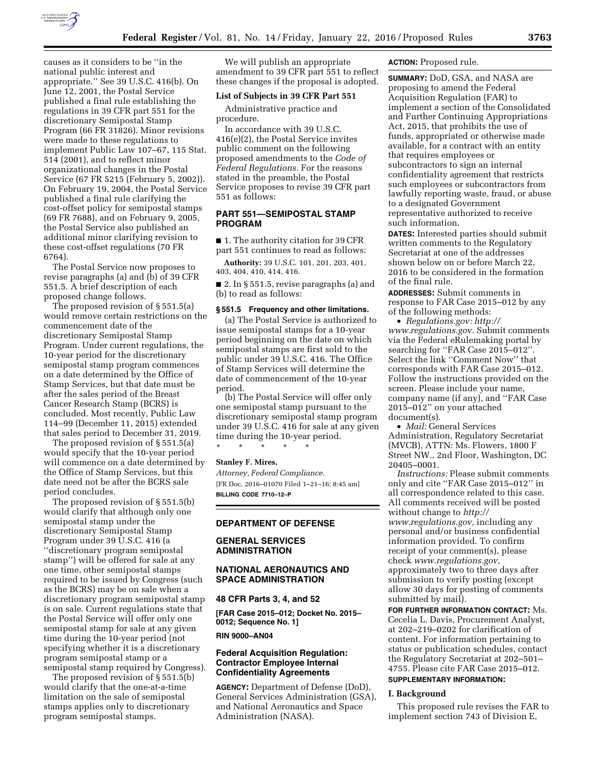causes as it considers to be ''in the national public interest and appropriate.'' See 39 U.S.C. 416(b). On June 12, 2001, the Postal Service published a final rule establishing the regulations in 39 CFR part 551 for the discretionary Semipostal Stamp Program (66 FR 31826). Minor revisions were made to these regulations to implement Public Law 107–67, 115 Stat. 514 (2001), and to reflect minor organizational changes in the Postal Service (67 FR 5215 (February 5, 2002)). On February 19, 2004, the Postal Service published a final rule clarifying the cost-offset policy for semipostal stamps (69 FR 7688), and on February 9, 2005, the Postal Service also published an additional minor clarifying revision to these cost-offset regulations (70 FR 6764).

The Postal Service now proposes to revise paragraphs (a) and (b) of 39 CFR 551.5. A brief description of each proposed change follows.

The proposed revision of § 551.5(a) would remove certain restrictions on the commencement date of the discretionary Semipostal Stamp Program. Under current regulations, the 10-year period for the discretionary semipostal stamp program commences on a date determined by the Office of Stamp Services, but that date must be after the sales period of the Breast Cancer Research Stamp (BCRS) is concluded. Most recently, Public Law 114–99 (December 11, 2015) extended that sales period to December 31, 2019.

The proposed revision of § 551.5(a) would specify that the 10-year period will commence on a date determined by the Office of Stamp Services, but this date need not be after the BCRS sale period concludes.

The proposed revision of § 551.5(b) would clarify that although only one semipostal stamp under the discretionary Semipostal Stamp Program under 39 U.S.C. 416 (a ''discretionary program semipostal stamp'') will be offered for sale at any one time, other semipostal stamps required to be issued by Congress (such as the BCRS) may be on sale when a discretionary program semipostal stamp is on sale. Current regulations state that the Postal Service will offer only one semipostal stamp for sale at any given time during the 10-year period (not specifying whether it is a discretionary program semipostal stamp or a semipostal stamp required by Congress).

The proposed revision of § 551.5(b) would clarify that the one-at-a-time limitation on the sale of semipostal stamps applies only to discretionary program semipostal stamps.

We will publish an appropriate amendment to 39 CFR part 551 to reflect these changes if the proposal is adopted.

**List of Subjects in 39 CFR Part 551**

Administrative practice and procedure.

In accordance with 39 U.S.C. 416(e)(2), the Postal Service invites public comment on the following proposed amendments to the *Code of Federal Regulations.* For the reasons stated in the preamble, the Postal Service proposes to revise 39 CFR part 551 as follows:

## PART 551—SEMIPOSTAL STAMP PROGRAM

■ 1. The authority citation for 39 CFR part 551 continues to read as follows:

**Authority:** 39 U.S.C. 101, 201, 203, 401, 403, 404, 410, 414, 416.

■ 2. In § 551.5, revise paragraphs (a) and (b) to read as follows:

**§ 551.5 Frequency and other limitations.**

(a) The Postal Service is authorized to issue semipostal stamps for a 10-year period beginning on the date on which semipostal stamps are first sold to the public under 39 U.S.C. 416. The Office of Stamp Services will determine the date of commencement of the 10-year period.

(b) The Postal Service will offer only one semipostal stamp pursuant to the discretionary semipostal stamp program under 39 U.S.C. 416 for sale at any given time during the 10-year period.

\* \* \* \* \*

**Stanley F. Mires,**

*Attorney, Federal Compliance.*

[FR Doc. 2016–01070 Filed 1–21–16; 8:45 am]

**BILLING CODE 7710–12–P**

---

## DEPARTMENT OF DEFENSE

## GENERAL SERVICES ADMINISTRATION

## NATIONAL AERONAUTICS AND SPACE ADMINISTRATION

### 48 CFR Parts 3, 4, and 52

**[FAR Case 2015–012; Docket No. 2015–0012; Sequence No. 1]**

**RIN 9000–AN04**

### Federal Acquisition Regulation: Contractor Employee Internal Confidentiality Agreements

**AGENCY:** Department of Defense (DoD), General Services Administration (GSA), and National Aeronautics and Space Administration (NASA).

**ACTION:** Proposed rule.

**SUMMARY:** DoD, GSA, and NASA are proposing to amend the Federal Acquisition Regulation (FAR) to implement a section of the Consolidated and Further Continuing Appropriations Act, 2015, that prohibits the use of funds, appropriated or otherwise made available, for a contract with an entity that requires employees or subcontractors to sign an internal confidentiality agreement that restricts such employees or subcontractors from lawfully reporting waste, fraud, or abuse to a designated Government representative authorized to receive such information.

**DATES:** Interested parties should submit written comments to the Regulatory Secretariat at one of the addresses shown below on or before March 22, 2016 to be considered in the formation of the final rule.

**ADDRESSES:** Submit comments in response to FAR Case 2015–012 by any of the following methods:

- *Regulations.gov: http://www.regulations.gov.* Submit comments via the Federal eRulemaking portal by searching for ''FAR Case 2015–012''. Select the link ''Comment Now'' that corresponds with FAR Case 2015–012. Follow the instructions provided on the screen. Please include your name, company name (if any), and ''FAR Case 2015–012'' on your attached document(s).
- *Mail:* General Services Administration, Regulatory Secretariat (MVCB), ATTN: Ms. Flowers, 1800 F Street NW., 2nd Floor, Washington, DC 20405–0001.

*Instructions:* Please submit comments only and cite ''FAR Case 2015–012'' in all correspondence related to this case. All comments received will be posted without change to *http://www.regulations.gov,* including any personal and/or business confidential information provided. To confirm receipt of your comment(s), please check *www.regulations.gov,* approximately two to three days after submission to verify posting (except allow 30 days for posting of comments submitted by mail).

**FOR FURTHER INFORMATION CONTACT:** Ms. Cecelia L. Davis, Procurement Analyst, at 202–219–0202 for clarification of content. For information pertaining to status or publication schedules, contact the Regulatory Secretariat at 202–501–4755. Please cite FAR Case 2015–012.

**SUPPLEMENTARY INFORMATION:**

**I. Background**

This proposed rule revises the FAR to implement section 743 of Division E,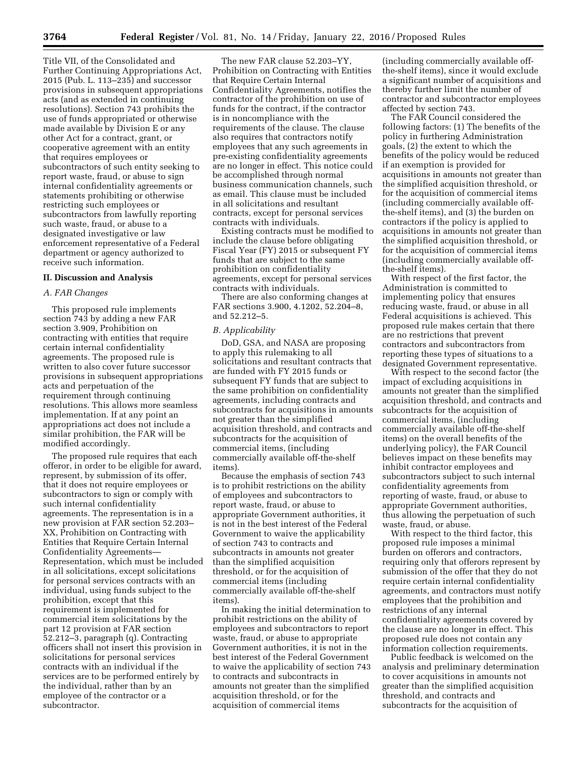Title VII, of the Consolidated and Further Continuing Appropriations Act, 2015 (Pub. L. 113–235) and successor provisions in subsequent appropriations acts (and as extended in continuing resolutions). Section 743 prohibits the use of funds appropriated or otherwise made available by Division E or any other Act for a contract, grant, or cooperative agreement with an entity that requires employees or subcontractors of such entity seeking to report waste, fraud, or abuse to sign internal confidentiality agreements or statements prohibiting or otherwise restricting such employees or subcontractors from lawfully reporting such waste, fraud, or abuse to a designated investigative or law enforcement representative of a Federal department or agency authorized to receive such information.

## II. Discussion and Analysis

### A. FAR Changes

This proposed rule implements section 743 by adding a new FAR section 3.909, Prohibition on contracting with entities that require certain internal confidentiality agreements. The proposed rule is written to also cover future successor provisions in subsequent appropriations acts and perpetuation of the requirement through continuing resolutions. This allows more seamless implementation. If at any point an appropriations act does not include a similar prohibition, the FAR will be modified accordingly.

The proposed rule requires that each offeror, in order to be eligible for award, represent, by submission of its offer, that it does not require employees or subcontractors to sign or comply with such internal confidentiality agreements. The representation is in a new provision at FAR section 52.203–XX, Prohibition on Contracting with Entities that Require Certain Internal Confidentiality Agreements—Representation, which must be included in all solicitations, except solicitations for personal services contracts with an individual, using funds subject to the prohibition, except that this requirement is implemented for commercial item solicitations by the part 12 provision at FAR section 52.212–3, paragraph (q). Contracting officers shall not insert this provision in solicitations for personal services contracts with an individual if the services are to be performed entirely by the individual, rather than by an employee of the contractor or a subcontractor.

The new FAR clause 52.203–YY, Prohibition on Contracting with Entities that Require Certain Internal Confidentiality Agreements, notifies the contractor of the prohibition on use of funds for the contract, if the contractor is in noncompliance with the requirements of the clause. The clause also requires that contractors notify employees that any such agreements in pre-existing confidentiality agreements are no longer in effect. This notice could be accomplished through normal business communication channels, such as email. This clause must be included in all solicitations and resultant contracts, except for personal services contracts with individuals.

Existing contracts must be modified to include the clause before obligating Fiscal Year (FY) 2015 or subsequent FY funds that are subject to the same prohibition on confidentiality agreements, except for personal services contracts with individuals.

There are also conforming changes at FAR sections 3.900, 4.1202, 52.204–8, and 52.212–5.

### B. Applicability

DoD, GSA, and NASA are proposing to apply this rulemaking to all solicitations and resultant contracts that are funded with FY 2015 funds or subsequent FY funds that are subject to the same prohibition on confidentiality agreements, including contracts and subcontracts for acquisitions in amounts not greater than the simplified acquisition threshold, and contracts and subcontracts for the acquisition of commercial items, (including commercially available off-the-shelf items).

Because the emphasis of section 743 is to prohibit restrictions on the ability of employees and subcontractors to report waste, fraud, or abuse to appropriate Government authorities, it is not in the best interest of the Federal Government to waive the applicability of section 743 to contracts and subcontracts in amounts not greater than the simplified acquisition threshold, or for the acquisition of commercial items (including commercially available off-the-shelf items).

In making the initial determination to prohibit restrictions on the ability of employees and subcontractors to report waste, fraud, or abuse to appropriate Government authorities, it is not in the best interest of the Federal Government to waive the applicability of section 743 to contracts and subcontracts in amounts not greater than the simplified acquisition threshold, or for the acquisition of commercial items (including commercially available off-the-shelf items), since it would exclude a significant number of acquisitions and thereby further limit the number of contractor and subcontractor employees affected by section 743.

The FAR Council considered the following factors: (1) The benefits of the policy in furthering Administration goals, (2) the extent to which the benefits of the policy would be reduced if an exemption is provided for acquisitions in amounts not greater than the simplified acquisition threshold, or for the acquisition of commercial items (including commercially available off-the-shelf items), and (3) the burden on contractors if the policy is applied to acquisitions in amounts not greater than the simplified acquisition threshold, or for the acquisition of commercial items (including commercially available off-the-shelf items).

With respect of the first factor, the Administration is committed to implementing policy that ensures reducing waste, fraud, or abuse in all Federal acquisitions is achieved. This proposed rule makes certain that there are no restrictions that prevent contractors and subcontractors from reporting these types of situations to a designated Government representative.

With respect to the second factor (the impact of excluding acquisitions in amounts not greater than the simplified acquisition threshold, and contracts and subcontracts for the acquisition of commercial items, (including commercially available off-the-shelf items) on the overall benefits of the underlying policy), the FAR Council believes impact on these benefits may inhibit contractor employees and subcontractors subject to such internal confidentiality agreements from reporting of waste, fraud, or abuse to appropriate Government authorities, thus allowing the perpetuation of such waste, fraud, or abuse.

With respect to the third factor, this proposed rule imposes a minimal burden on offerors and contractors, requiring only that offerors represent by submission of the offer that they do not require certain internal confidentiality agreements, and contractors must notify employees that the prohibition and restrictions of any internal confidentiality agreements covered by the clause are no longer in effect. This proposed rule does not contain any information collection requirements.

Public feedback is welcomed on the analysis and preliminary determination to cover acquisitions in amounts not greater than the simplified acquisition threshold, and contracts and subcontracts for the acquisition of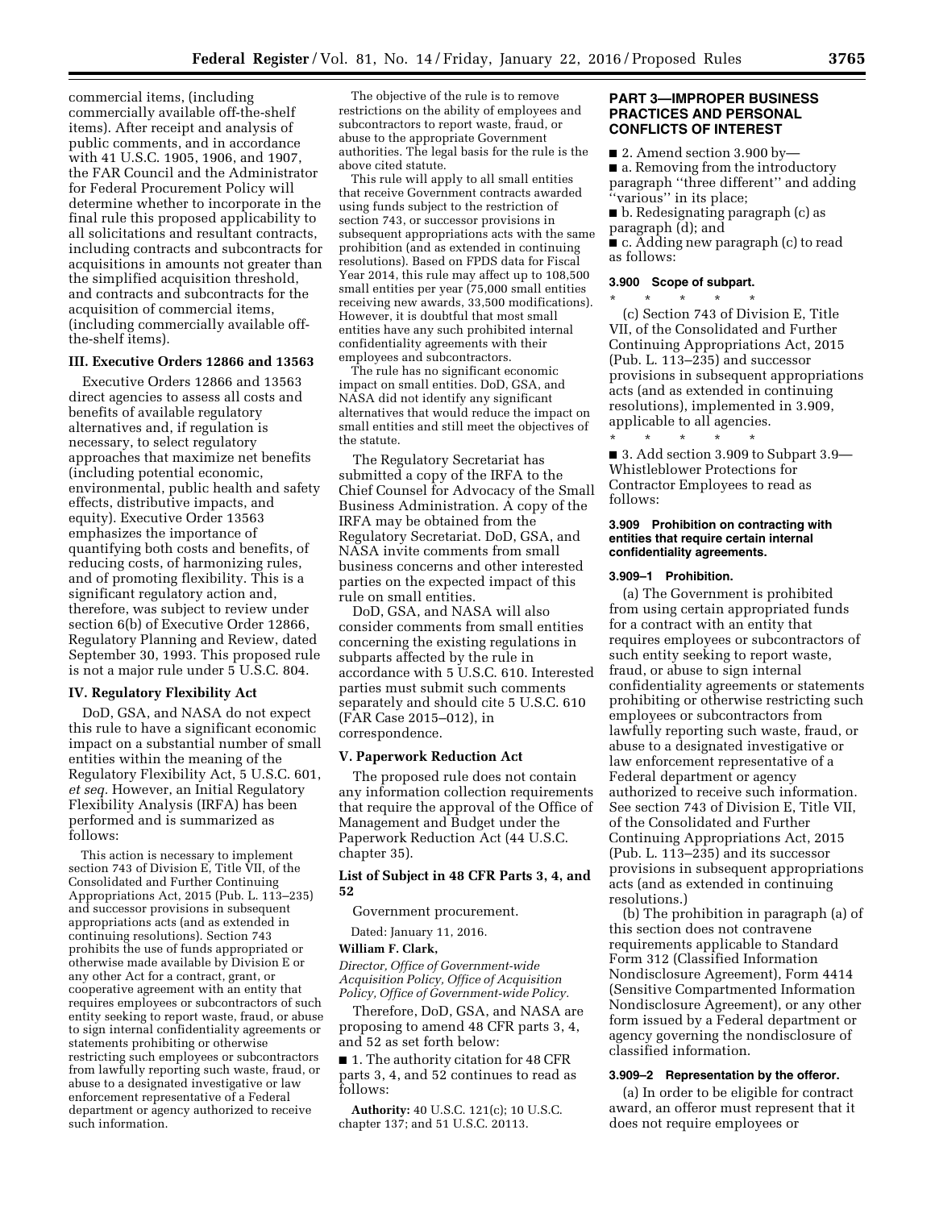commercial items, (including commercially available off-the-shelf items). After receipt and analysis of public comments, and in accordance with 41 U.S.C. 1905, 1906, and 1907, the FAR Council and the Administrator for Federal Procurement Policy will determine whether to incorporate in the final rule this proposed applicability to all solicitations and resultant contracts, including contracts and subcontracts for acquisitions in amounts not greater than the simplified acquisition threshold, and contracts and subcontracts for the acquisition of commercial items, (including commercially available off-the-shelf items).

### III. Executive Orders 12866 and 13563

Executive Orders 12866 and 13563 direct agencies to assess all costs and benefits of available regulatory alternatives and, if regulation is necessary, to select regulatory approaches that maximize net benefits (including potential economic, environmental, public health and safety effects, distributive impacts, and equity). Executive Order 13563 emphasizes the importance of quantifying both costs and benefits, of reducing costs, of harmonizing rules, and of promoting flexibility. This is a significant regulatory action and, therefore, was subject to review under section 6(b) of Executive Order 12866, Regulatory Planning and Review, dated September 30, 1993. This proposed rule is not a major rule under 5 U.S.C. 804.

### IV. Regulatory Flexibility Act

DoD, GSA, and NASA do not expect this rule to have a significant economic impact on a substantial number of small entities within the meaning of the Regulatory Flexibility Act, 5 U.S.C. 601, *et seq.* However, an Initial Regulatory Flexibility Analysis (IRFA) has been performed and is summarized as follows:

> This action is necessary to implement section 743 of Division E, Title VII, of the Consolidated and Further Continuing Appropriations Act, 2015 (Pub. L. 113–235) and successor provisions in subsequent appropriations acts (and as extended in continuing resolutions). Section 743 prohibits the use of funds appropriated or otherwise made available by Division E or any other Act for a contract, grant, or cooperative agreement with an entity that requires employees or subcontractors of such entity seeking to report waste, fraud, or abuse to sign internal confidentiality agreements or statements prohibiting or otherwise restricting such employees or subcontractors from lawfully reporting such waste, fraud, or abuse to a designated investigative or law enforcement representative of a Federal department or agency authorized to receive such information.
>
> The objective of the rule is to remove restrictions on the ability of employees and subcontractors to report waste, fraud, or abuse to the appropriate Government authorities. The legal basis for the rule is the above cited statute.
>
> This rule will apply to all small entities that receive Government contracts awarded using funds subject to the restriction of section 743, or successor provisions in subsequent appropriations acts with the same prohibition (and as extended in continuing resolutions). Based on FPDS data for Fiscal Year 2014, this rule may affect up to 108,500 small entities per year (75,000 small entities receiving new awards, 33,500 modifications). However, it is doubtful that most small entities have any such prohibited internal confidentiality agreements with their employees and subcontractors.
>
> The rule has no significant economic impact on small entities. DoD, GSA, and NASA did not identify any significant alternatives that would reduce the impact on small entities and still meet the objectives of the statute.

The Regulatory Secretariat has submitted a copy of the IRFA to the Chief Counsel for Advocacy of the Small Business Administration. A copy of the IRFA may be obtained from the Regulatory Secretariat. DoD, GSA, and NASA invite comments from small business concerns and other interested parties on the expected impact of this rule on small entities.

DoD, GSA, and NASA will also consider comments from small entities concerning the existing regulations in subparts affected by the rule in accordance with 5 U.S.C. 610. Interested parties must submit such comments separately and should cite 5 U.S.C. 610 (FAR Case 2015–012), in correspondence.

### V. Paperwork Reduction Act

The proposed rule does not contain any information collection requirements that require the approval of the Office of Management and Budget under the Paperwork Reduction Act (44 U.S.C. chapter 35).

### List of Subject in 48 CFR Parts 3, 4, and 52

Government procurement.

Dated: January 11, 2016.

**William F. Clark,**

*Director, Office of Government-wide Acquisition Policy, Office of Acquisition Policy, Office of Government-wide Policy.*

Therefore, DoD, GSA, and NASA are proposing to amend 48 CFR parts 3, 4, and 52 as set forth below:

■ 1. The authority citation for 48 CFR parts 3, 4, and 52 continues to read as follows:

**Authority:** 40 U.S.C. 121(c); 10 U.S.C. chapter 137; and 51 U.S.C. 20113.

## PART 3—IMPROPER BUSINESS PRACTICES AND PERSONAL CONFLICTS OF INTEREST

■ 2. Amend section 3.900 by—

■ a. Removing from the introductory paragraph ''three different'' and adding ''various'' in its place;

■ b. Redesignating paragraph (c) as paragraph (d); and

■ c. Adding new paragraph (c) to read as follows:

#### 3.900 Scope of subpart.

\* \* \* \* \*

(c) Section 743 of Division E, Title VII, of the Consolidated and Further Continuing Appropriations Act, 2015 (Pub. L. 113–235) and successor provisions in subsequent appropriations acts (and as extended in continuing resolutions), implemented in 3.909, applicable to all agencies.

\* \* \* \* \*

■ 3. Add section 3.909 to Subpart 3.9—Whistleblower Protections for Contractor Employees to read as follows:

#### 3.909 Prohibition on contracting with entities that require certain internal confidentiality agreements.

#### 3.909–1 Prohibition.

(a) The Government is prohibited from using certain appropriated funds for a contract with an entity that requires employees or subcontractors of such entity seeking to report waste, fraud, or abuse to sign internal confidentiality agreements or statements prohibiting or otherwise restricting such employees or subcontractors from lawfully reporting such waste, fraud, or abuse to a designated investigative or law enforcement representative of a Federal department or agency authorized to receive such information. See section 743 of Division E, Title VII, of the Consolidated and Further Continuing Appropriations Act, 2015 (Pub. L. 113–235) and its successor provisions in subsequent appropriations acts (and as extended in continuing resolutions.)

(b) The prohibition in paragraph (a) of this section does not contravene requirements applicable to Standard Form 312 (Classified Information Nondisclosure Agreement), Form 4414 (Sensitive Compartmented Information Nondisclosure Agreement), or any other form issued by a Federal department or agency governing the nondisclosure of classified information.

#### 3.909–2 Representation by the offeror.

(a) In order to be eligible for contract award, an offeror must represent that it does not require employees or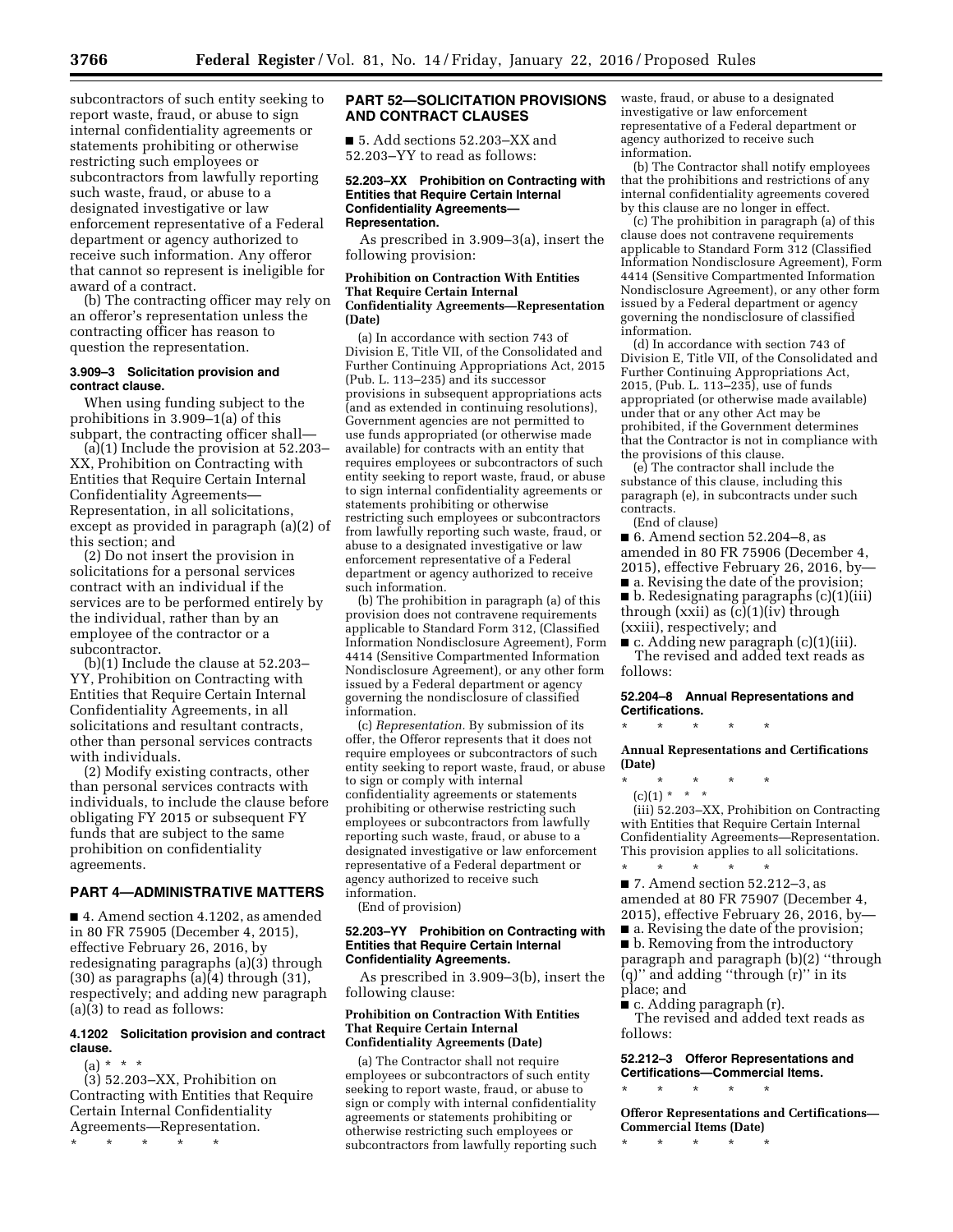subcontractors of such entity seeking to report waste, fraud, or abuse to sign internal confidentiality agreements or statements prohibiting or otherwise restricting such employees or subcontractors from lawfully reporting such waste, fraud, or abuse to a designated investigative or law enforcement representative of a Federal department or agency authorized to receive such information. Any offeror that cannot so represent is ineligible for award of a contract.

(b) The contracting officer may rely on an offeror's representation unless the contracting officer has reason to question the representation.

#### 3.909–3 Solicitation provision and contract clause.

When using funding subject to the prohibitions in 3.909–1(a) of this subpart, the contracting officer shall—

(a)(1) Include the provision at 52.203–XX, Prohibition on Contracting with Entities that Require Certain Internal Confidentiality Agreements—Representation, in all solicitations, except as provided in paragraph (a)(2) of this section; and

(2) Do not insert the provision in solicitations for a personal services contract with an individual if the services are to be performed entirely by the individual, rather than by an employee of the contractor or a subcontractor.

(b)(1) Include the clause at 52.203–YY, Prohibition on Contracting with Entities that Require Certain Internal Confidentiality Agreements, in all solicitations and resultant contracts, other than personal services contracts with individuals.

(2) Modify existing contracts, other than personal services contracts with individuals, to include the clause before obligating FY 2015 or subsequent FY funds that are subject to the same prohibition on confidentiality agreements.

## PART 4—ADMINISTRATIVE MATTERS

■ 4. Amend section 4.1202, as amended in 80 FR 75905 (December 4, 2015), effective February 26, 2016, by redesignating paragraphs (a)(3) through (30) as paragraphs (a)(4) through (31), respectively; and adding new paragraph (a)(3) to read as follows:

#### 4.1202 Solicitation provision and contract clause.

(a) * * *

(3) 52.203–XX, Prohibition on Contracting with Entities that Require Certain Internal Confidentiality Agreements—Representation.

\* \* \* \* \*

## PART 52—SOLICITATION PROVISIONS AND CONTRACT CLAUSES

■ 5. Add sections 52.203–XX and 52.203–YY to read as follows:

#### 52.203–XX Prohibition on Contracting with Entities that Require Certain Internal Confidentiality Agreements—Representation.

As prescribed in 3.909–3(a), insert the following provision:

**Prohibition on Contraction With Entities That Require Certain Internal Confidentiality Agreements—Representation (Date)**

(a) In accordance with section 743 of Division E, Title VII, of the Consolidated and Further Continuing Appropriations Act, 2015 (Pub. L. 113–235) and its successor provisions in subsequent appropriations acts (and as extended in continuing resolutions), Government agencies are not permitted to use funds appropriated (or otherwise made available) for contracts with an entity that requires employees or subcontractors of such entity seeking to report waste, fraud, or abuse to sign internal confidentiality agreements or statements prohibiting or otherwise restricting such employees or subcontractors from lawfully reporting such waste, fraud, or abuse to a designated investigative or law enforcement representative of a Federal department or agency authorized to receive such information.

(b) The prohibition in paragraph (a) of this provision does not contravene requirements applicable to Standard Form 312, (Classified Information Nondisclosure Agreement), Form 4414 (Sensitive Compartmented Information Nondisclosure Agreement), or any other form issued by a Federal department or agency governing the nondisclosure of classified information.

(c) *Representation.* By submission of its offer, the Offeror represents that it does not require employees or subcontractors of such entity seeking to report waste, fraud, or abuse to sign or comply with internal confidentiality agreements or statements prohibiting or otherwise restricting such employees or subcontractors from lawfully reporting such waste, fraud, or abuse to a designated investigative or law enforcement representative of a Federal department or agency authorized to receive such information.

(End of provision)

#### 52.203–YY Prohibition on Contracting with Entities that Require Certain Internal Confidentiality Agreements.

As prescribed in 3.909–3(b), insert the following clause:

**Prohibition on Contraction With Entities That Require Certain Internal Confidentiality Agreements (Date)**

(a) The Contractor shall not require employees or subcontractors of such entity seeking to report waste, fraud, or abuse to sign or comply with internal confidentiality agreements or statements prohibiting or otherwise restricting such employees or subcontractors from lawfully reporting such waste, fraud, or abuse to a designated investigative or law enforcement representative of a Federal department or agency authorized to receive such information.

(b) The Contractor shall notify employees that the prohibitions and restrictions of any internal confidentiality agreements covered by this clause are no longer in effect.

(c) The prohibition in paragraph (a) of this clause does not contravene requirements applicable to Standard Form 312 (Classified Information Nondisclosure Agreement), Form 4414 (Sensitive Compartmented Information Nondisclosure Agreement), or any other form issued by a Federal department or agency governing the nondisclosure of classified information.

(d) In accordance with section 743 of Division E, Title VII, of the Consolidated and Further Continuing Appropriations Act, 2015, (Pub. L. 113–235), use of funds appropriated (or otherwise made available) under that or any other Act may be prohibited, if the Government determines that the Contractor is not in compliance with the provisions of this clause.

(e) The contractor shall include the substance of this clause, including this paragraph (e), in subcontracts under such contracts.

(End of clause)

■ 6. Amend section 52.204–8, as amended in 80 FR 75906 (December 4, 2015), effective February 26, 2016, by—

■ a. Revising the date of the provision;

■ b. Redesignating paragraphs (c)(1)(iii) through (xxii) as (c)(1)(iv) through (xxiii), respectively; and

■ c. Adding new paragraph (c)(1)(iii).

The revised and added text reads as follows:

#### 52.204–8 Annual Representations and Certifications.

\* \* \* \* \*

**Annual Representations and Certifications (Date)**

\* \* \* \* \*

(c)(1) * * *

(iii) 52.203–XX, Prohibition on Contracting with Entities that Require Certain Internal Confidentiality Agreements—Representation. This provision applies to all solicitations.

\* \* \* \* \*

■ 7. Amend section 52.212–3, as amended at 80 FR 75907 (December 4, 2015), effective February 26, 2016, by—

■ a. Revising the date of the provision;

■ b. Removing from the introductory paragraph and paragraph (b)(2) ''through (q)'' and adding ''through (r)'' in its place; and

■ c. Adding paragraph (r).

The revised and added text reads as follows:

#### 52.212–3 Offeror Representations and Certifications—Commercial Items.

\* \* \* \* \*

**Offeror Representations and Certifications—Commercial Items (Date)**

\* \* \* \* \*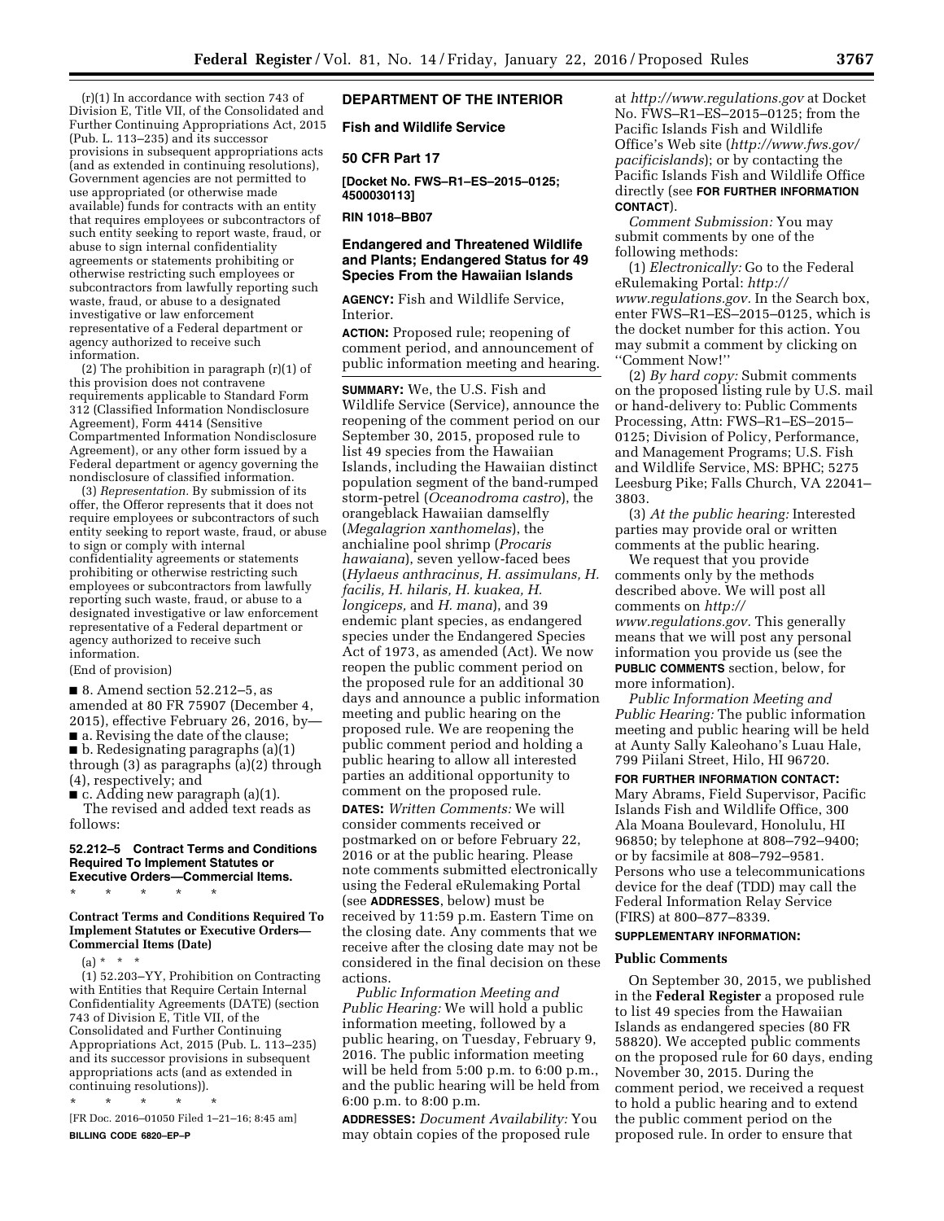(r)(1) In accordance with section 743 of Division E, Title VII, of the Consolidated and Further Continuing Appropriations Act, 2015 (Pub. L. 113–235) and its successor provisions in subsequent appropriations acts (and as extended in continuing resolutions), Government agencies are not permitted to use appropriated (or otherwise made available) funds for contracts with an entity that requires employees or subcontractors of such entity seeking to report waste, fraud, or abuse to sign internal confidentiality agreements or statements prohibiting or otherwise restricting such employees or subcontractors from lawfully reporting such waste, fraud, or abuse to a designated investigative or law enforcement representative of a Federal department or agency authorized to receive such information.

(2) The prohibition in paragraph (r)(1) of this provision does not contravene requirements applicable to Standard Form 312 (Classified Information Nondisclosure Agreement), Form 4414 (Sensitive Compartmented Information Nondisclosure Agreement), or any other form issued by a Federal department or agency governing the nondisclosure of classified information.

(3) *Representation.* By submission of its offer, the Offeror represents that it does not require employees or subcontractors of such entity seeking to report waste, fraud, or abuse to sign or comply with internal confidentiality agreements or statements prohibiting or otherwise restricting such employees or subcontractors from lawfully reporting such waste, fraud, or abuse to a designated investigative or law enforcement representative of a Federal department or agency authorized to receive such information.

(End of provision)

■ 8. Amend section 52.212–5, as amended at 80 FR 75907 (December 4, 2015), effective February 26, 2016, by—

■ a. Revising the date of the clause;

■ b. Redesignating paragraphs (a)(1) through (3) as paragraphs (a)(2) through (4), respectively; and

■ c. Adding new paragraph (a)(1).

The revised and added text reads as follows:

**52.212–5 Contract Terms and Conditions Required To Implement Statutes or Executive Orders—Commercial Items.**

\* \* \* \* \*

**Contract Terms and Conditions Required To Implement Statutes or Executive Orders—Commercial Items (Date)**

(a) \* \* \*

(1) 52.203–YY, Prohibition on Contracting with Entities that Require Certain Internal Confidentiality Agreements (DATE) (section 743 of Division E, Title VII, of the Consolidated and Further Continuing Appropriations Act, 2015 (Pub. L. 113–235) and its successor provisions in subsequent appropriations acts (and as extended in continuing resolutions)).

\* \* \* \* \*

[FR Doc. 2016–01050 Filed 1–21–16; 8:45 am]

**BILLING CODE 6820–EP–P**

## DEPARTMENT OF THE INTERIOR

### Fish and Wildlife Service

### 50 CFR Part 17

**[Docket No. FWS–R1–ES–2015–0125; 4500030113]**

**RIN 1018–BB07**

### Endangered and Threatened Wildlife and Plants; Endangered Status for 49 Species From the Hawaiian Islands

**AGENCY:** Fish and Wildlife Service, Interior.

**ACTION:** Proposed rule; reopening of comment period, and announcement of public information meeting and hearing.

**SUMMARY:** We, the U.S. Fish and Wildlife Service (Service), announce the reopening of the comment period on our September 30, 2015, proposed rule to list 49 species from the Hawaiian Islands, including the Hawaiian distinct population segment of the band-rumped storm-petrel (*Oceanodroma castro*), the orangeblack Hawaiian damselfly (*Megalagrion xanthomelas*), the anchialine pool shrimp (*Procaris hawaiana*), seven yellow-faced bees (*Hylaeus anthracinus, H. assimulans, H. facilis, H. hilaris, H. kuakea, H. longiceps,* and *H. mana*), and 39 endemic plant species, as endangered species under the Endangered Species Act of 1973, as amended (Act). We now reopen the public comment period on the proposed rule for an additional 30 days and announce a public information meeting and public hearing on the proposed rule. We are reopening the public comment period and holding a public hearing to allow all interested parties an additional opportunity to comment on the proposed rule.

**DATES:** *Written Comments:* We will consider comments received or postmarked on or before February 22, 2016 or at the public hearing. Please note comments submitted electronically using the Federal eRulemaking Portal (see **ADDRESSES**, below) must be received by 11:59 p.m. Eastern Time on the closing date. Any comments that we receive after the closing date may not be considered in the final decision on these actions.

*Public Information Meeting and Public Hearing:* We will hold a public information meeting, followed by a public hearing, on Tuesday, February 9, 2016. The public information meeting will be held from 5:00 p.m. to 6:00 p.m., and the public hearing will be held from 6:00 p.m. to 8:00 p.m.

**ADDRESSES:** *Document Availability:* You may obtain copies of the proposed rule at *http://www.regulations.gov* at Docket No. FWS–R1–ES–2015–0125; from the Pacific Islands Fish and Wildlife Office's Web site (*http://www.fws.gov/pacificislands*); or by contacting the Pacific Islands Fish and Wildlife Office directly (see **FOR FURTHER INFORMATION CONTACT**).

*Comment Submission:* You may submit comments by one of the following methods:

(1) *Electronically:* Go to the Federal eRulemaking Portal: *http://www.regulations.gov.* In the Search box, enter FWS–R1–ES–2015–0125, which is the docket number for this action. You may submit a comment by clicking on ''Comment Now!''

(2) *By hard copy:* Submit comments on the proposed listing rule by U.S. mail or hand-delivery to: Public Comments Processing, Attn: FWS–R1–ES–2015–0125; Division of Policy, Performance, and Management Programs; U.S. Fish and Wildlife Service, MS: BPHC; 5275 Leesburg Pike; Falls Church, VA 22041–3803.

(3) *At the public hearing:* Interested parties may provide oral or written comments at the public hearing.

We request that you provide comments only by the methods described above. We will post all comments on *http://www.regulations.gov.* This generally means that we will post any personal information you provide us (see the **PUBLIC COMMENTS** section, below, for more information).

*Public Information Meeting and Public Hearing:* The public information meeting and public hearing will be held at Aunty Sally Kaleohano's Luau Hale, 799 Piilani Street, Hilo, HI 96720.

**FOR FURTHER INFORMATION CONTACT:** Mary Abrams, Field Supervisor, Pacific Islands Fish and Wildlife Office, 300 Ala Moana Boulevard, Honolulu, HI 96850; by telephone at 808–792–9400; or by facsimile at 808–792–9581. Persons who use a telecommunications device for the deaf (TDD) may call the Federal Information Relay Service (FIRS) at 800–877–8339.

**SUPPLEMENTARY INFORMATION:**

#### Public Comments

On September 30, 2015, we published in the **Federal Register** a proposed rule to list 49 species from the Hawaiian Islands as endangered species (80 FR 58820). We accepted public comments on the proposed rule for 60 days, ending November 30, 2015. During the comment period, we received a request to hold a public hearing and to extend the public comment period on the proposed rule. In order to ensure that